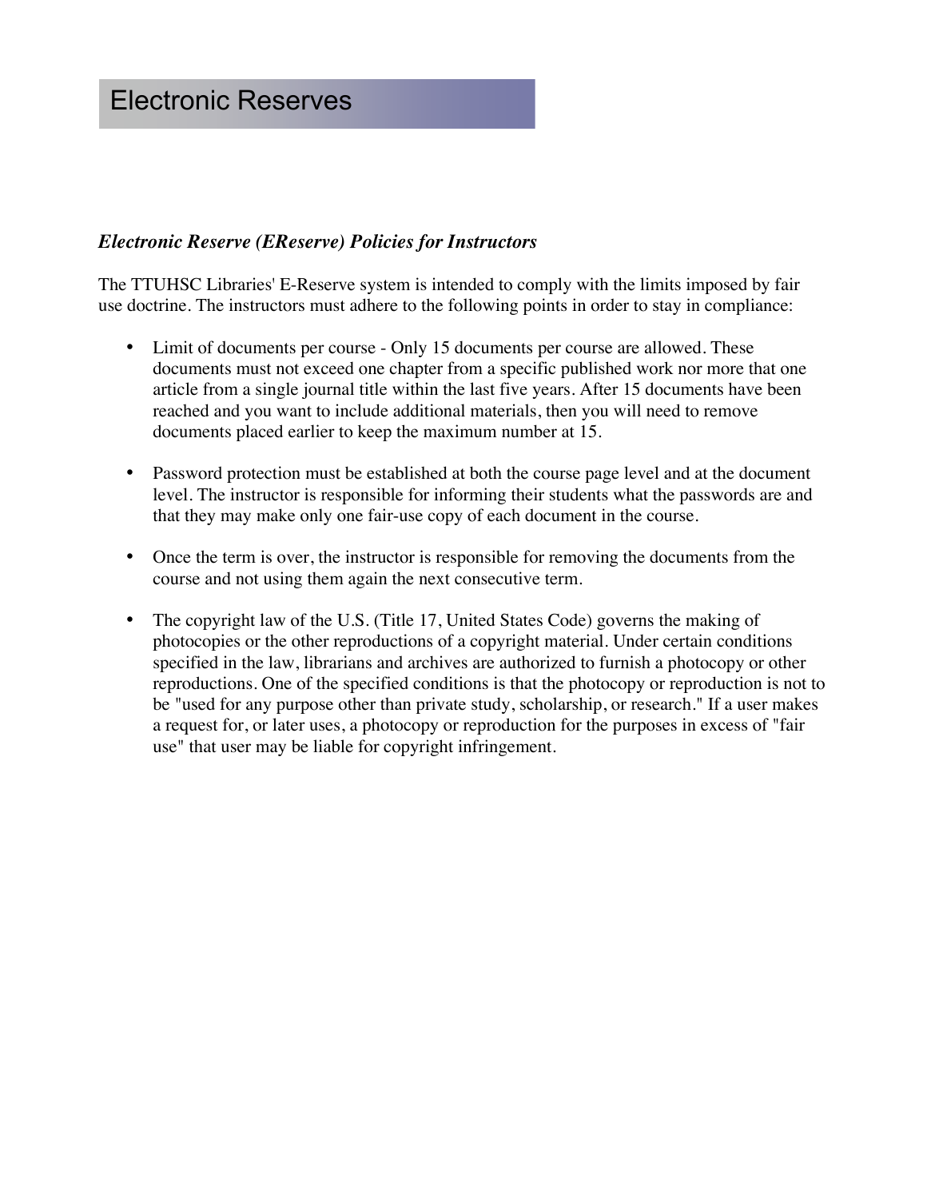# Electronic Reserves

### *Electronic Reserve (EReserve) Policies for Instructors*

The TTUHSC Libraries' E-Reserve system is intended to comply with the limits imposed by fair use doctrine. The instructors must adhere to the following points in order to stay in compliance:

- Limit of documents per course - Only 15 documents per course are allowed. These documents must not exceed one chapter from a specific published work nor more that one article from a single journal title within the last five years. After 15 documents have been reached and you want to include additional materials, then you will need to remove documents placed earlier to keep the maximum number at 15.

- Password protection must be established at both the course page level and at the document level. The instructor is responsible for informing their students what the passwords are and that they may make only one fair-use copy of each document in the course.

- Once the term is over, the instructor is responsible for removing the documents from the course and not using them again the next consecutive term.

- The copyright law of the U.S. (Title 17, United States Code) governs the making of photocopies or the other reproductions of a copyright material. Under certain conditions specified in the law, librarians and archives are authorized to furnish a photocopy or other reproductions. One of the specified conditions is that the photocopy or reproduction is not to be "used for any purpose other than private study, scholarship, or research." If a user makes a request for, or later uses, a photocopy or reproduction for the purposes in excess of "fair use" that user may be liable for copyright infringement.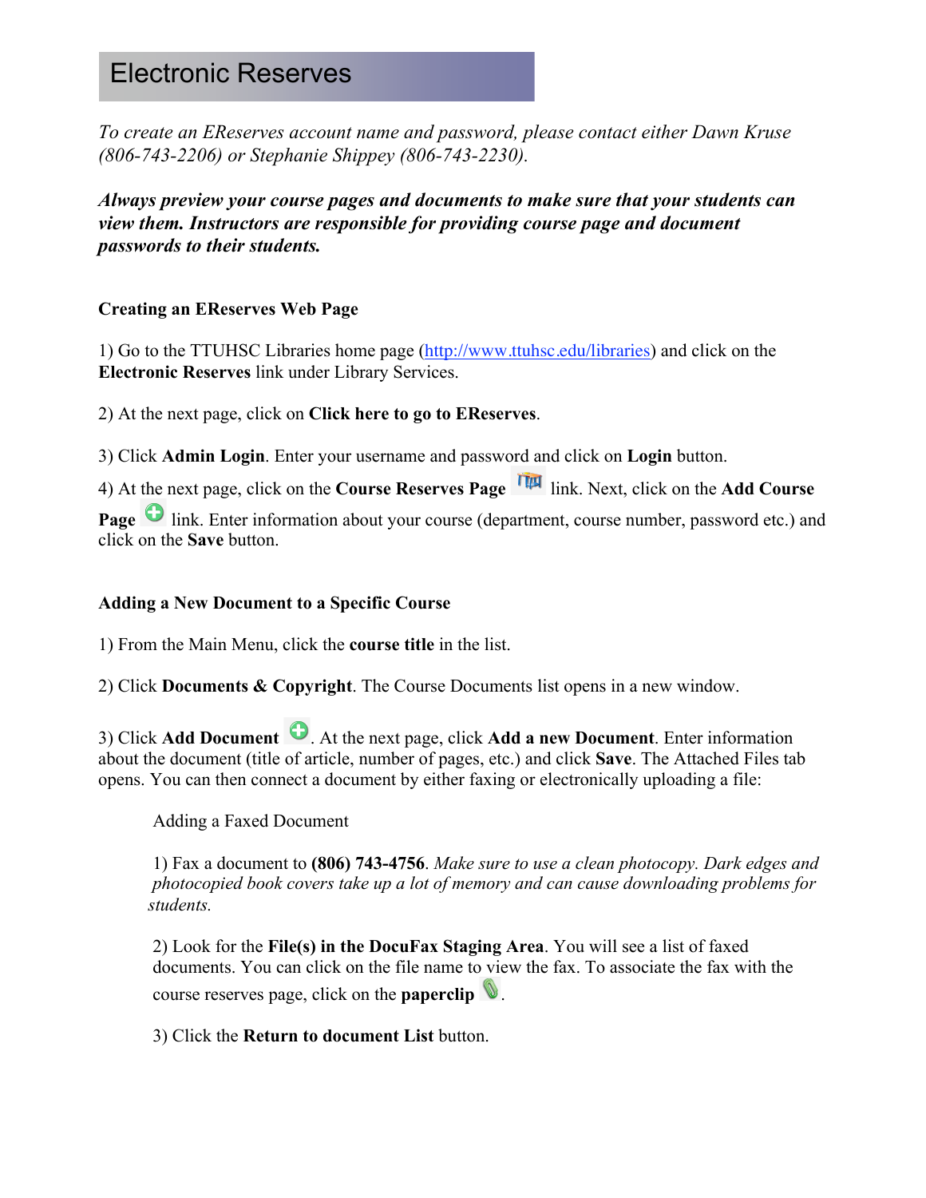# Electronic Reserves

*To create an EReserves account name and password, please contact either Dawn Kruse (806-743-2206) or Stephanie Shippey (806-743-2230).*

***Always preview your course pages and documents to make sure that your students can view them. Instructors are responsible for providing course page and document passwords to their students.***

**Creating an EReserves Web Page**

1) Go to the TTUHSC Libraries home page (http://www.ttuhsc.edu/libraries) and click on the **Electronic Reserves** link under Library Services.

2) At the next page, click on **Click here to go to EReserves**.

3) Click **Admin Login**. Enter your username and password and click on **Login** button.

4) At the next page, click on the **Course Reserves Page** link. Next, click on the **Add Course Page** link. Enter information about your course (department, course number, password etc.) and click on the **Save** button.

**Adding a New Document to a Specific Course**

1) From the Main Menu, click the **course title** in the list.

2) Click **Documents & Copyright**. The Course Documents list opens in a new window.

3) Click **Add Document**. At the next page, click **Add a new Document**. Enter information about the document (title of article, number of pages, etc.) and click **Save**. The Attached Files tab opens. You can then connect a document by either faxing or electronically uploading a file:

Adding a Faxed Document

1) Fax a document to **(806) 743-4756**. *Make sure to use a clean photocopy. Dark edges and photocopied book covers take up a lot of memory and can cause downloading problems for students.*

2) Look for the **File(s) in the DocuFax Staging Area**. You will see a list of faxed documents. You can click on the file name to view the fax. To associate the fax with the course reserves page, click on the **paperclip**.

3) Click the **Return to document List** button.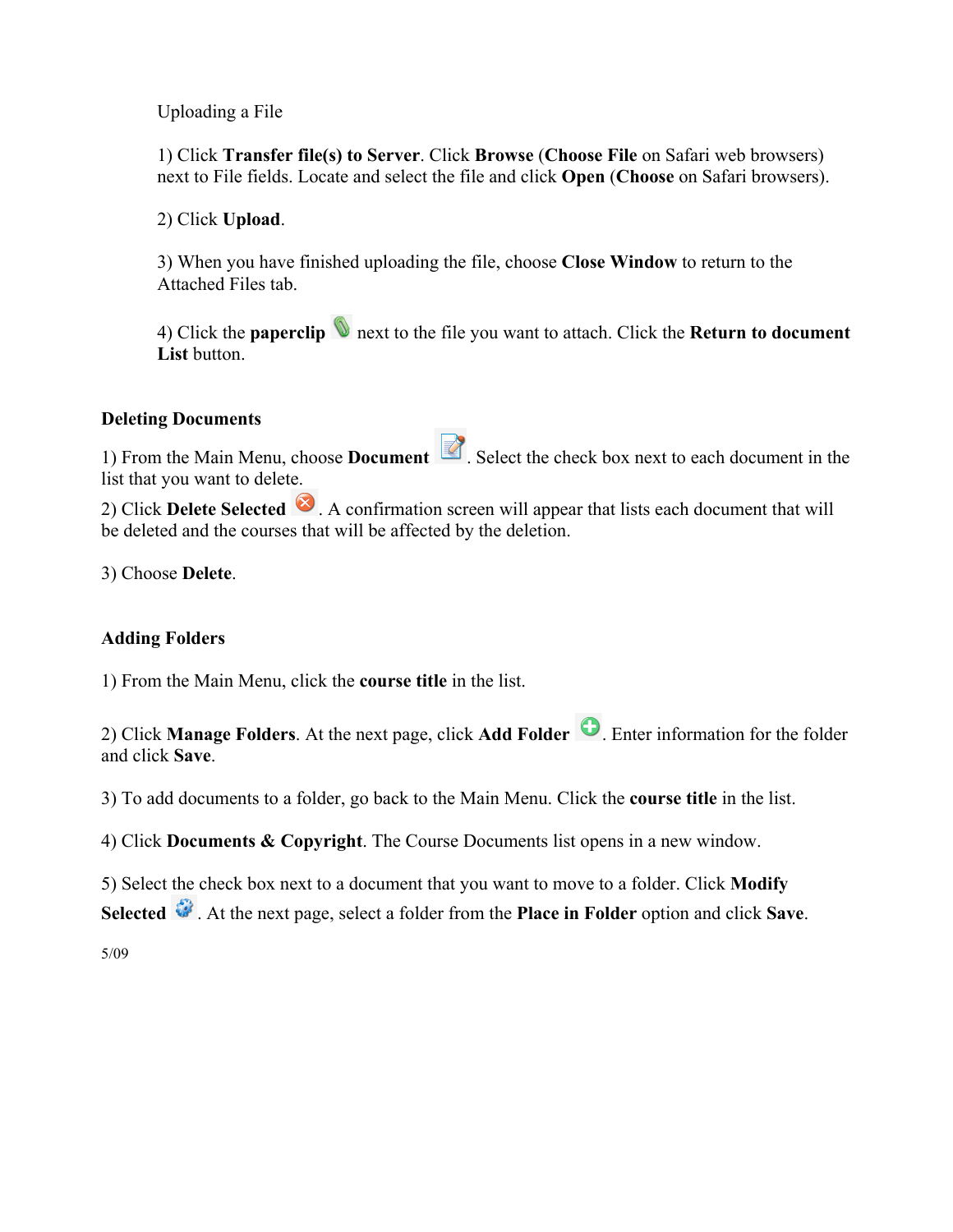Uploading a File

1) Click **Transfer file(s) to Server**. Click **Browse** (**Choose File** on Safari web browsers) next to File fields. Locate and select the file and click **Open** (**Choose** on Safari browsers).

2) Click **Upload**.

3) When you have finished uploading the file, choose **Close Window** to return to the Attached Files tab.

4) Click the **paperclip** next to the file you want to attach. Click the **Return to document List** button.

## Deleting Documents

1) From the Main Menu, choose **Document**. Select the check box next to each document in the list that you want to delete.

2) Click **Delete Selected**. A confirmation screen will appear that lists each document that will be deleted and the courses that will be affected by the deletion.

3) Choose **Delete**.

## Adding Folders

1) From the Main Menu, click the **course title** in the list.

2) Click **Manage Folders**. At the next page, click **Add Folder**. Enter information for the folder and click **Save**.

3) To add documents to a folder, go back to the Main Menu. Click the **course title** in the list.

4) Click **Documents & Copyright**. The Course Documents list opens in a new window.

5) Select the check box next to a document that you want to move to a folder. Click **Modify Selected**. At the next page, select a folder from the **Place in Folder** option and click **Save**.

5/09